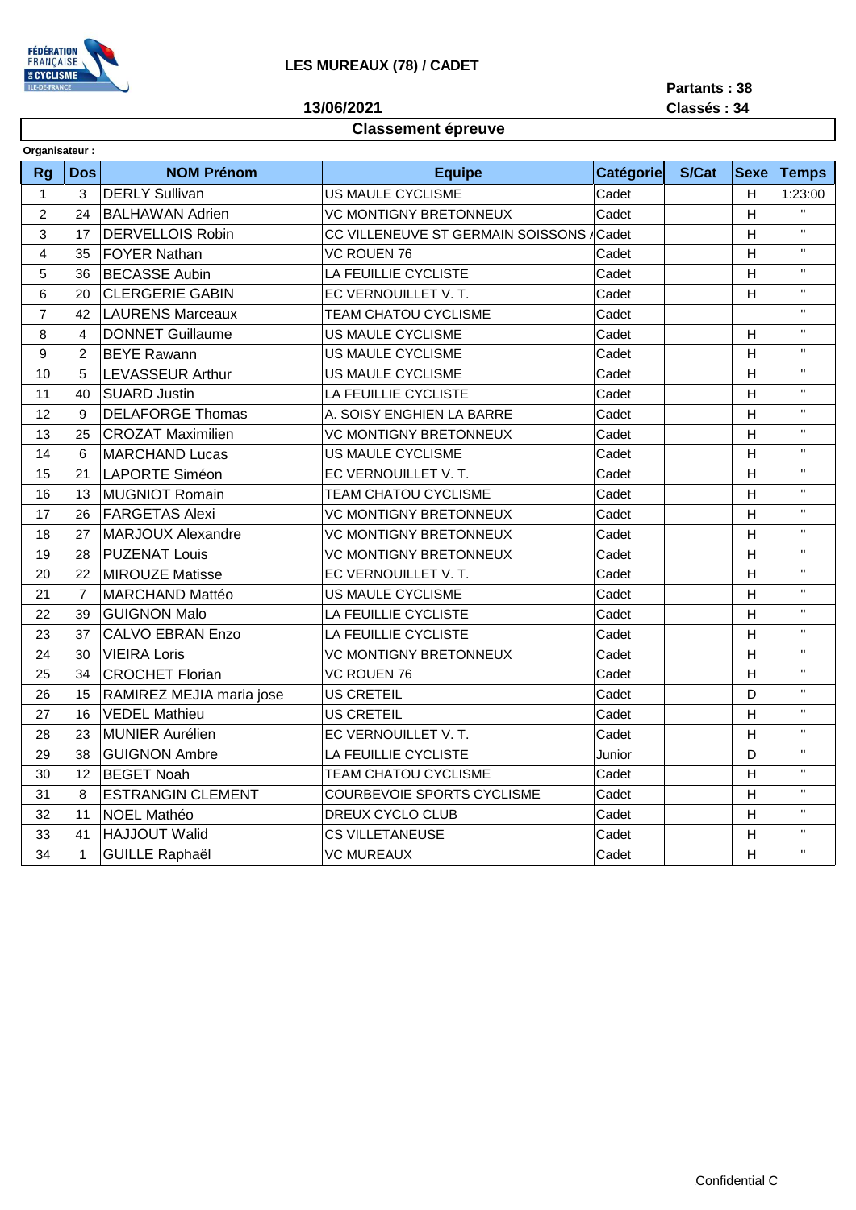# LES MUREAUX (78) / CADET

**13/06/2021**

**Partants : 38**
**Classés : 34**

## Classement épreuve

**Organisateur :**

| Rg | Dos | NOM Prénom | Equipe | Catégorie | S/Cat | Sexe | Temps |
|---|---|---|---|---|---|---|---|
| 1 | 3 | DERLY Sullivan | US MAULE CYCLISME | Cadet | | H | 1:23:00 |
| 2 | 24 | BALHAWAN Adrien | VC MONTIGNY BRETONNEUX | Cadet | | H | " |
| 3 | 17 | DERVELLOIS Robin | CC VILLENEUVE ST GERMAIN SOISSONS A | Cadet | | H | " |
| 4 | 35 | FOYER Nathan | VC ROUEN 76 | Cadet | | H | " |
| 5 | 36 | BECASSE Aubin | LA FEUILLIE CYCLISTE | Cadet | | H | " |
| 6 | 20 | CLERGERIE GABIN | EC VERNOUILLET V. T. | Cadet | | H | " |
| 7 | 42 | LAURENS Marceaux | TEAM CHATOU CYCLISME | Cadet | | | " |
| 8 | 4 | DONNET Guillaume | US MAULE CYCLISME | Cadet | | H | " |
| 9 | 2 | BEYE Rawann | US MAULE CYCLISME | Cadet | | H | " |
| 10 | 5 | LEVASSEUR Arthur | US MAULE CYCLISME | Cadet | | H | " |
| 11 | 40 | SUARD Justin | LA FEUILLIE CYCLISTE | Cadet | | H | " |
| 12 | 9 | DELAFORGE Thomas | A. SOISY ENGHIEN LA BARRE | Cadet | | H | " |
| 13 | 25 | CROZAT Maximilien | VC MONTIGNY BRETONNEUX | Cadet | | H | " |
| 14 | 6 | MARCHAND Lucas | US MAULE CYCLISME | Cadet | | H | " |
| 15 | 21 | LAPORTE Siméon | EC VERNOUILLET V. T. | Cadet | | H | " |
| 16 | 13 | MUGNIOT Romain | TEAM CHATOU CYCLISME | Cadet | | H | " |
| 17 | 26 | FARGETAS Alexi | VC MONTIGNY BRETONNEUX | Cadet | | H | " |
| 18 | 27 | MARJOUX Alexandre | VC MONTIGNY BRETONNEUX | Cadet | | H | " |
| 19 | 28 | PUZENAT Louis | VC MONTIGNY BRETONNEUX | Cadet | | H | " |
| 20 | 22 | MIROUZE Matisse | EC VERNOUILLET V. T. | Cadet | | H | " |
| 21 | 7 | MARCHAND Mattéo | US MAULE CYCLISME | Cadet | | H | " |
| 22 | 39 | GUIGNON Malo | LA FEUILLIE CYCLISTE | Cadet | | H | " |
| 23 | 37 | CALVO EBRAN Enzo | LA FEUILLIE CYCLISTE | Cadet | | H | " |
| 24 | 30 | VIEIRA Loris | VC MONTIGNY BRETONNEUX | Cadet | | H | " |
| 25 | 34 | CROCHET Florian | VC ROUEN 76 | Cadet | | H | " |
| 26 | 15 | RAMIREZ MEJIA maria jose | US CRETEIL | Cadet | | D | " |
| 27 | 16 | VEDEL Mathieu | US CRETEIL | Cadet | | H | " |
| 28 | 23 | MUNIER Aurélien | EC VERNOUILLET V. T. | Cadet | | H | " |
| 29 | 38 | GUIGNON Ambre | LA FEUILLIE CYCLISTE | Junior | | D | " |
| 30 | 12 | BEGET Noah | TEAM CHATOU CYCLISME | Cadet | | H | " |
| 31 | 8 | ESTRANGIN CLEMENT | COURBEVOIE SPORTS CYCLISME | Cadet | | H | " |
| 32 | 11 | NOEL Mathéo | DREUX CYCLO CLUB | Cadet | | H | " |
| 33 | 41 | HAJJOUT Walid | CS VILLETANEUSE | Cadet | | H | " |
| 34 | 1 | GUILLE Raphaël | VC MUREAUX | Cadet | | H | " |

Confidential C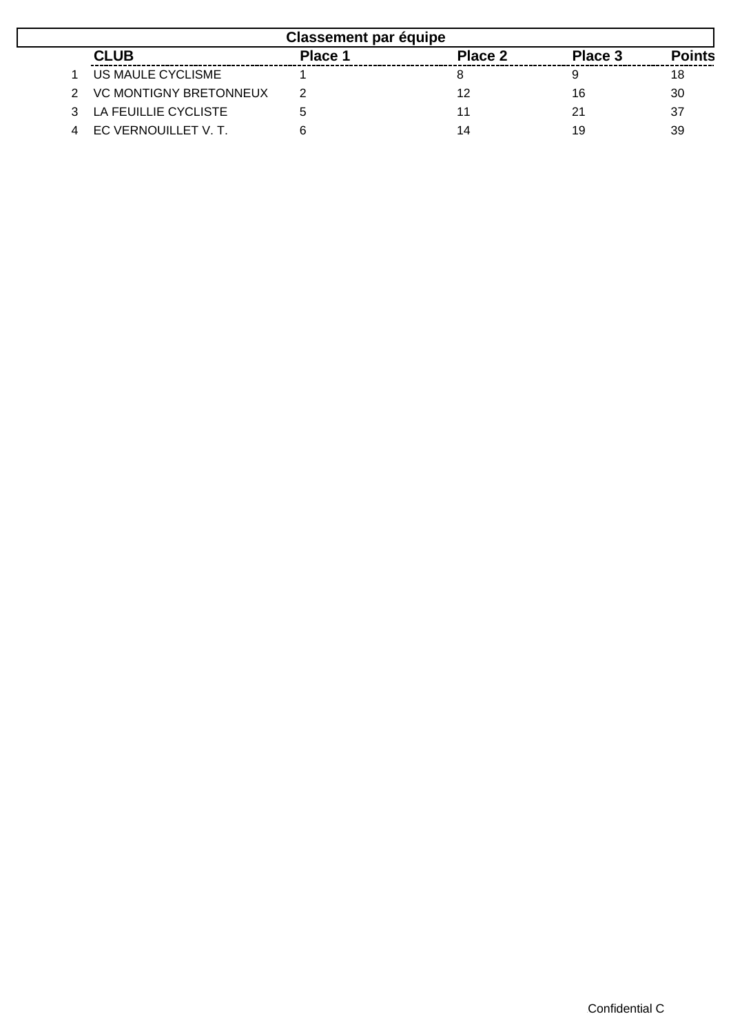## Classement par équipe

| | CLUB | Place 1 | Place 2 | Place 3 | Points |
|---|---|---|---|---|---|
| 1 | US MAULE CYCLISME | 1 | 8 | 9 | 18 |
| 2 | VC MONTIGNY BRETONNEUX | 2 | 12 | 16 | 30 |
| 3 | LA FEUILLIE CYCLISTE | 5 | 11 | 21 | 37 |
| 4 | EC VERNOUILLET V. T. | 6 | 14 | 19 | 39 |